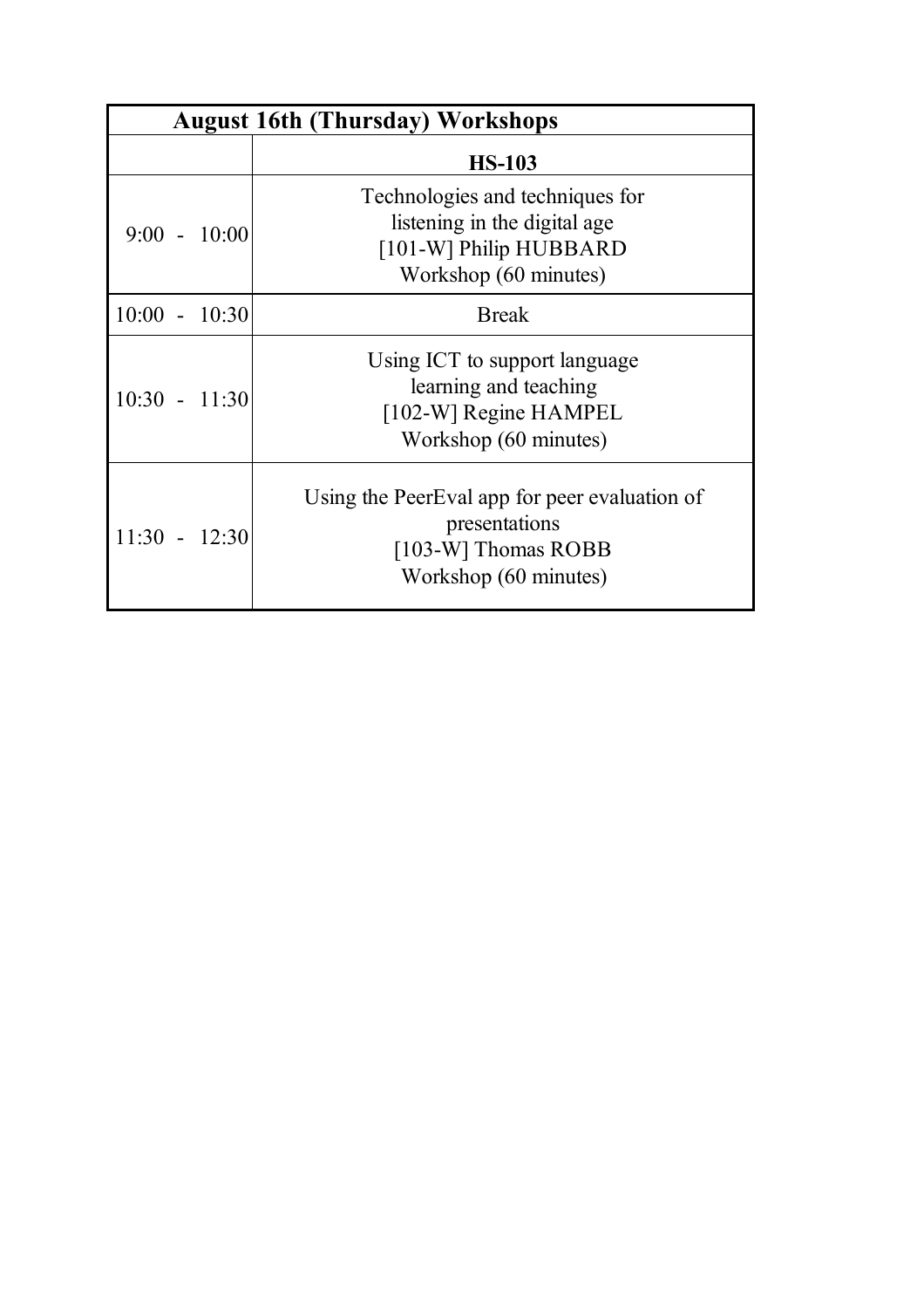| August 16th (Thursday) Workshops | |
|---|---|
| | **HS-103** |
| 9:00 - 10:00 | Technologies and techniques for listening in the digital age [101-W] Philip HUBBARD Workshop (60 minutes) |
| 10:00 - 10:30 | Break |
| 10:30 - 11:30 | Using ICT to support language learning and teaching [102-W] Regine HAMPEL Workshop (60 minutes) |
| 11:30 - 12:30 | Using the PeerEval app for peer evaluation of presentations [103-W] Thomas ROBB Workshop (60 minutes) |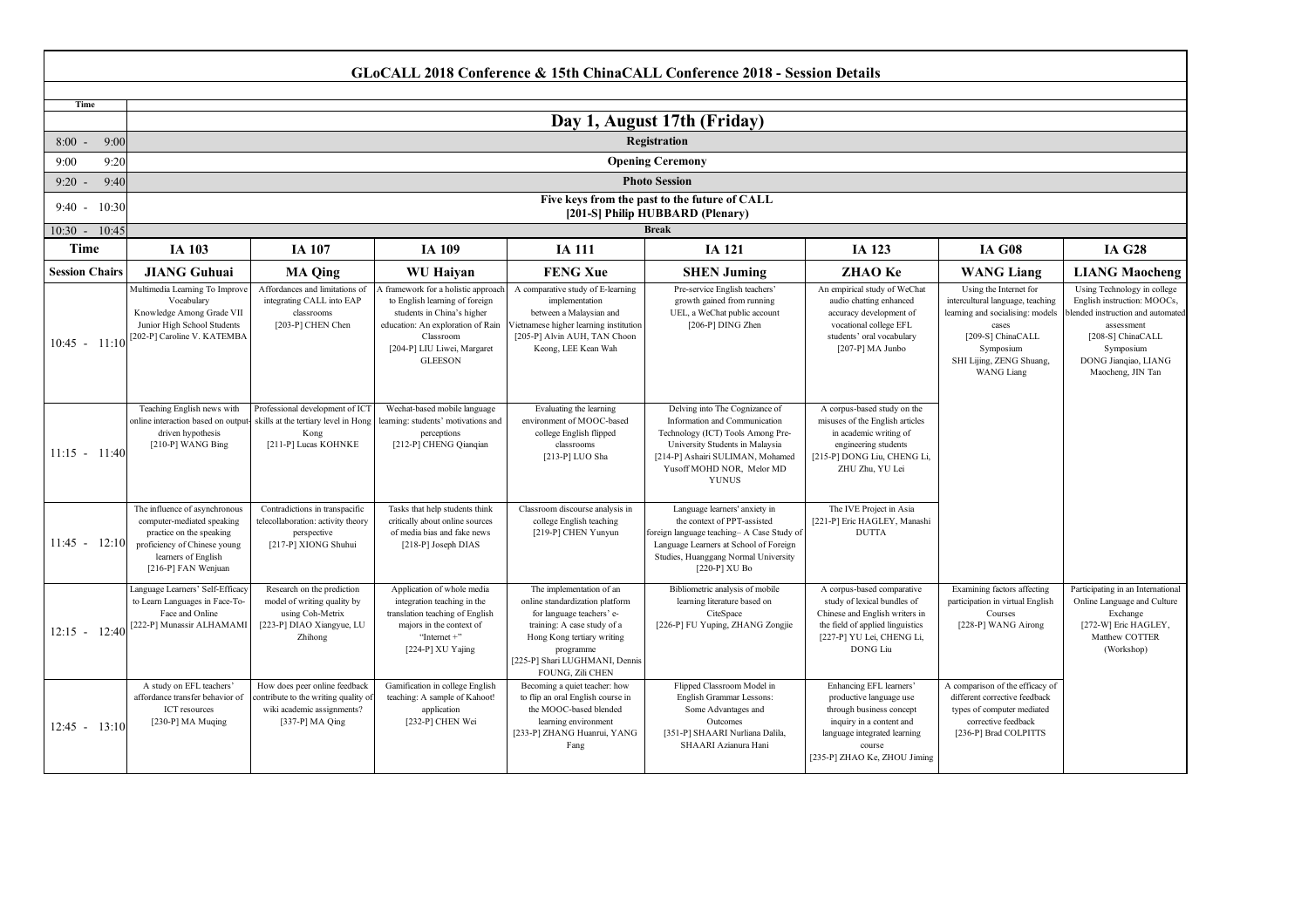# GLoCALL 2018 Conference & 15th ChinaCALL Conference 2018 - Session Details

## Day 1, August 17th (Friday)

| Time | | | | | | | | |
|---|---|---|---|---|---|---|---|---|
| 8:00 - 9:00 | Registration | | | | | | | |
| 9:00 9:20 | Opening Ceremony | | | | | | | |
| 9:20 - 9:40 | Photo Session | | | | | | | |
| 9:40 - 10:30 | Five keys from the past to the future of CALL [201-S] Philip HUBBARD (Plenary) | | | | | | | |
| 10:30 - 10:45 | Break | | | | | | | |
| **Time** | **IA 103** | **IA 107** | **IA 109** | **IA 111** | **IA 121** | **IA 123** | **IA G08** | **IA G28** |
| **Session Chairs** | **JIANG Guhuai** | **MA Qing** | **WU Haiyan** | **FENG Xue** | **SHEN Juming** | **ZHAO Ke** | **WANG Liang** | **LIANG Maocheng** |
| 10:45 - 11:10 | Multimedia Learning To Improve Vocabulary Knowledge Among Grade VII Junior High School Students [202-P] Caroline V. KATEMBA | Affordances and limitations of integrating CALL into EAP classrooms [203-P] CHEN Chen | A framework for a holistic approach to English learning of foreign students in China's higher education: An exploration of Rain Classroom [204-P] LIU Liwei, Margaret GLEESON | A comparative study of E-learning implementation between a Malaysian and Vietnamese higher learning institution [205-P] Alvin AUH, TAN Choon Keong, LEE Kean Wah | Pre-service English teachers' growth gained from running UEL, a WeChat public account [206-P] DING Zhen | An empirical study of WeChat audio chatting enhanced accuracy development of vocational college EFL students' oral vocabulary [207-P] MA Junbo | Using the Internet for intercultural language, teaching learning and socialising: models cases [209-S] ChinaCALL Symposium SHI Lijing, ZENG Shuang, WANG Liang | Using Technology in college English instruction: MOOCs, blended instruction and automated assessment [208-S] ChinaCALL Symposium DONG Jianqiao, LIANG Maocheng, JIN Tan |
| 11:15 - 11:40 | Teaching English news with online interaction based on output-driven hypothesis [210-P] WANG Bing | Professional development of ICT skills at the tertiary level in Hong Kong [211-P] Lucas KOHNKE | Wechat-based mobile language learning: students' motivations and perceptions [212-P] CHENG Qianqian | Evaluating the learning environment of MOOC-based college English flipped classrooms [213-P] LUO Sha | Delving into The Cognizance of Information and Communication Technology (ICT) Tools Among Pre-University Students in Malaysia [214-P] Ashairi SULIMAN, Mohamed Yusoff MOHD NOR, Melor MD YUNUS | A corpus-based study on the misuses of the English articles in academic writing of engineering students [215-P] DONG Liu, CHENG Li, ZHU Zhu, YU Lei | | |
| 11:45 - 12:10 | The influence of asynchronous computer-mediated speaking practice on the speaking proficiency of Chinese young learners of English [216-P] FAN Wenjuan | Contradictions in transpacific telecollaboration: activity theory perspective [217-P] XIONG Shuhui | Tasks that help students think critically about online sources of media bias and fake news [218-P] Joseph DIAS | Classroom discourse analysis in college English teaching [219-P] CHEN Yunyun | Language learners' anxiety in the context of PPT-assisted foreign language teaching– A Case Study of Language Learners at School of Foreign Studies, Huanggang Normal University [220-P] XU Bo | The IVE Project in Asia [221-P] Eric HAGLEY, Manashi DUTTA | | |
| 12:15 - 12:40 | Language Learners' Self-Efficacy to Learn Languages in Face-To-Face and Online [222-P] Munassir ALHAMAMI | Research on the prediction model of writing quality by using Coh-Metrix [223-P] DIAO Xiangyue, LU Zhihong | Application of whole media integration teaching in the translation teaching of English majors in the context of "Internet +" [224-P] XU Yajing | The implementation of an online standardization platform for language teachers' e-training: A case study of a Hong Kong tertiary writing programme [225-P] Shari LUGHMANI, Dennis FOUNG, Zili CHEN | Bibliometric analysis of mobile learning literature based on CiteSpace [226-P] FU Yuping, ZHANG Zongjie | A corpus-based comparative study of lexical bundles of Chinese and English writers in the field of applied linguistics [227-P] YU Lei, CHENG Li, DONG Liu | Examining factors affecting participation in virtual English Courses [228-P] WANG Airong | Participating in an International Online Language and Culture Exchange [272-W] Eric HAGLEY, Matthew COTTER (Workshop) |
| 12:45 - 13:10 | A study on EFL teachers' affordance transfer behavior of ICT resources [230-P] MA Muqing | How does peer online feedback contribute to the writing quality of wiki academic assignments? [337-P] MA Qing | Gamification in college English teaching: A sample of Kahoot! application [232-P] CHEN Wei | Becoming a quiet teacher: how to flip an oral English course in the MOOC-based blended learning environment [233-P] ZHANG Huanrui, YANG Fang | Flipped Classroom Model in English Grammar Lessons: Some Advantages and Outcomes [351-P] SHAARI Nurliana Dalila, SHAARI Azianura Hani | Enhancing EFL learners' productive language use through business concept inquiry in a content and language integrated learning course [235-P] ZHAO Ke, ZHOU Jiming | A comparison of the efficacy of different corrective feedback types of computer mediated corrective feedback [236-P] Brad COLPITTS | |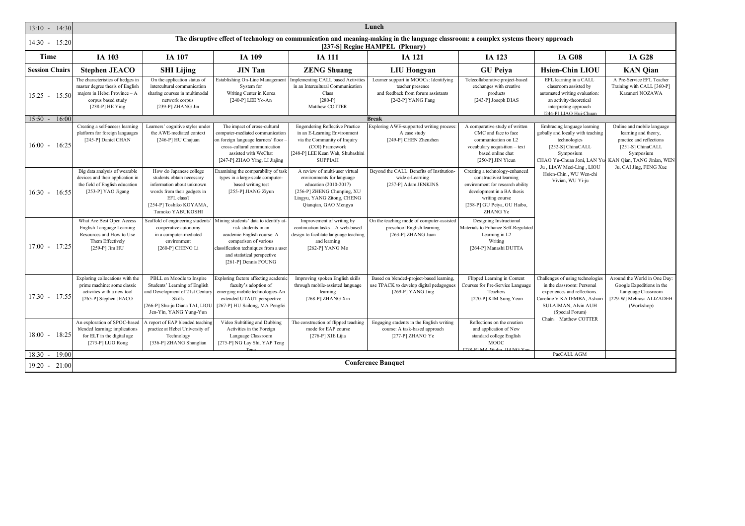| Time | IA 103 | IA 107 | IA 109 | IA 111 | IA 121 | IA 123 | IA G08 | IA G28 |
|---|---|---|---|---|---|---|---|---|
| 13:10 - 14:30 | Lunch | | | | | | | |
| 14:30 - 15:20 | The disruptive effect of technology on communication and meaning-making in the language classroom: a complex systems theory approach [237-S] Regine HAMPEL (Plenary) | | | | | | | |
| **Time** | **IA 103** | **IA 107** | **IA 109** | **IA 111** | **IA 121** | **IA 123** | **IA G08** | **IA G28** |
| **Session Chairs** | **Stephen JEACO** | **SHI Lijing** | **JIN Tan** | **ZENG Shuang** | **LIU Hongyan** | **GU Peiya** | **Hsien-Chin LIOU** | **KAN Qian** |
| 15:25 - 15:50 | The characteristics of hedges in master degree thesis of English majors in Hebei Province – A corpus based study [238-P] HE Ying | On the application status of intercultural communication sharing courses in multimodal network corps [239-P] ZHANG Jin | Establishing On-Line Management System for Writing Center in Korea [240-P] LEE Yo-An | Implementing CALL based Activities in an Intercultural Communication Class [280-P] Matthew COTTER | Learner support in MOOCs: Identifying teacher presence and feedback from forum assistants [242-P] YANG Fang | Telecollaborative project-based exchanges with creative products [243-P] Joseph DIAS | EFL learning in a CALL classroom assisted by automated writing evaluation: an activity-theoretical interpreting approach [244-P] LIAO Hui-Chuan | A Pre-Service EFL Teacher Training with CALL [360-P] Kazunori NOZAWA |
| 15:50 - 16:00 | Break | | | | | | | |
| 16:00 - 16:25 | Creating a self-access learning platform for foreign languages [245-P] Daniel CHAN | Learners' cognitive styles under the AWE-mediated context [246-P] HU Chajuan | The impact of cross-cultural computer-mediated communication on foreign language learners' floor – cross-cultural communication assisted with WeChat [247-P] ZHAO Ying, LI Jiajing | Engendering Reflective Practice in an E-Learning Environment via the Community of Inquiry (COI) Framework [248-P] LEE Kean Wah, Shubashini SUPPIAH | Exploring AWE-supported writing process: A case study [249-P] CHEN Zhenzhen | A comparative study of written CMC and face to face communication on L2 vocabulary acquisition – text based online chat [250-P] JIN Yicun | Embracing language learning gobally and locally with teaching technologies [252-S] ChinaCALL Symposium CHAO Yu-Chuan Joni, LAN Yu-Ju , LIAW Meei-Ling , LIOU Hsien-Chin , WU Wen-chi Vivian, WU Yi-ju | Online and mobile language learning and theory, practice and reflections [251-S] ChinaCALL Symposium KAN Qian, TANG Jinlan, WEN Ju, CAI Jing, FENG Xue |
| 16:30 - 16:55 | Big data analysis of wearable devices and their application in the field of English education [253-P] YAO Jigang | How do Japanese college students obtain necessary information about unknown words from their gadgets in EFL class? [254-P] Toshiko KOYAMA, Tomoko YABUKOSHI | Examining the comparability of task types in a large-scale computer-based writing test [255-P] JIANG Ziyun | A review of multi-user virtual environments for language education (2010-2017) [256-P] ZHENG Chunping, XU Lingyu, YANG Zitong, CHENG Qianqian, GAO Mengya | Beyond the CALL: Benefits of Institution-wide e-Learning [257-P] Adam JENKINS | Creating a technology-enhanced constructivist learning environment for research ability development in a BA thesis writing course [258-P] GU Peiya, GU Haibo, ZHANG Ye | | |
| 17:00 - 17:25 | What Are Best Open Access English Language Learning Resources and How to Use Them Effectively [259-P] Jim HU | Scaffold of engineering students' cooperative autonomy in a computer-mediated environment [260-P] CHENG Li | Mining students' data to identify at-risk students in an academic English course: A comparison of various classification techniques from a user and statistical perspective [261-P] Dennis FOUNG | Improvement of writing by continuation tasks—A web-based design to facilitate language teaching and learning [262-P] YANG Mo | On the teaching mode of computer-assisted preschool English learning [263-P] ZHANG Juan | Designing Instructional Materials to Enhance Self-Regulated Learning in L2 Writing [264-P] Manashi DUTTA | | |
| 17:30 - 17:55 | Exploring collocations with the prime machine: some classic activities with a new tool [265-P] Stephen JEACO | PBLL on Moodle to Inspire Students' Learning of English and Development of 21st Century Skills [266-P] Shu-ju Diana TAI, LIOU Jen-Yin, YANG Yung-Yun | Exploring factors affecting academic faculty's adoption of emerging mobile technologies-An extended UTAUT perspective [267-P] HU Sailong, MA Pengfei | Improving spoken English skills through mobile-assisted language learning [268-P] ZHANG Xin | Based on blended-project-based learning, use TPACK to develop digital pedagogues [269-P] YANG Jing | Flipped Learning in Content Courses for Pre-Service Language Teachers [270-P] KIM Sung Yeon | Challenges of using technologies in the classroom: Personal experiences and reflections. Caroline V KATEMBA, Ashairi SULAIMAN, Alvin AUH (Special Forum) Chair：Matthew COTTER | Around the World in One Day: Google Expeditions in the Language Classroom [229-W] Mehrasa ALIZADEH (Workshop) |
| 18:00 - 18:25 | An exploration of SPOC-based blended learning: implications for ELT in the digital age [273-P] LUO Rong | A report of EAP blended teaching practice at Hebei University of Technology [336-P] ZHANG Shanglian | Video Subtitling and Dubbing Activities in the Foreign Language Classroom [275-P] NG Lay Shi, YAP Teng Teng | The construction of flipped teaching mode for EAP course [276-P] XIE Lijia | Engaging students in the English writing course: A task-based approach [277-P] ZHANG Ye | Reflections on the creation and application of New standard college English MOOC [278-P] MA Wulin, JIANG Yan | | |
| 18:30 - 19:00 | | | | | | | PacCALL AGM | |
| 19:20 - 21:00 | Conference Banquet | | | | | | | |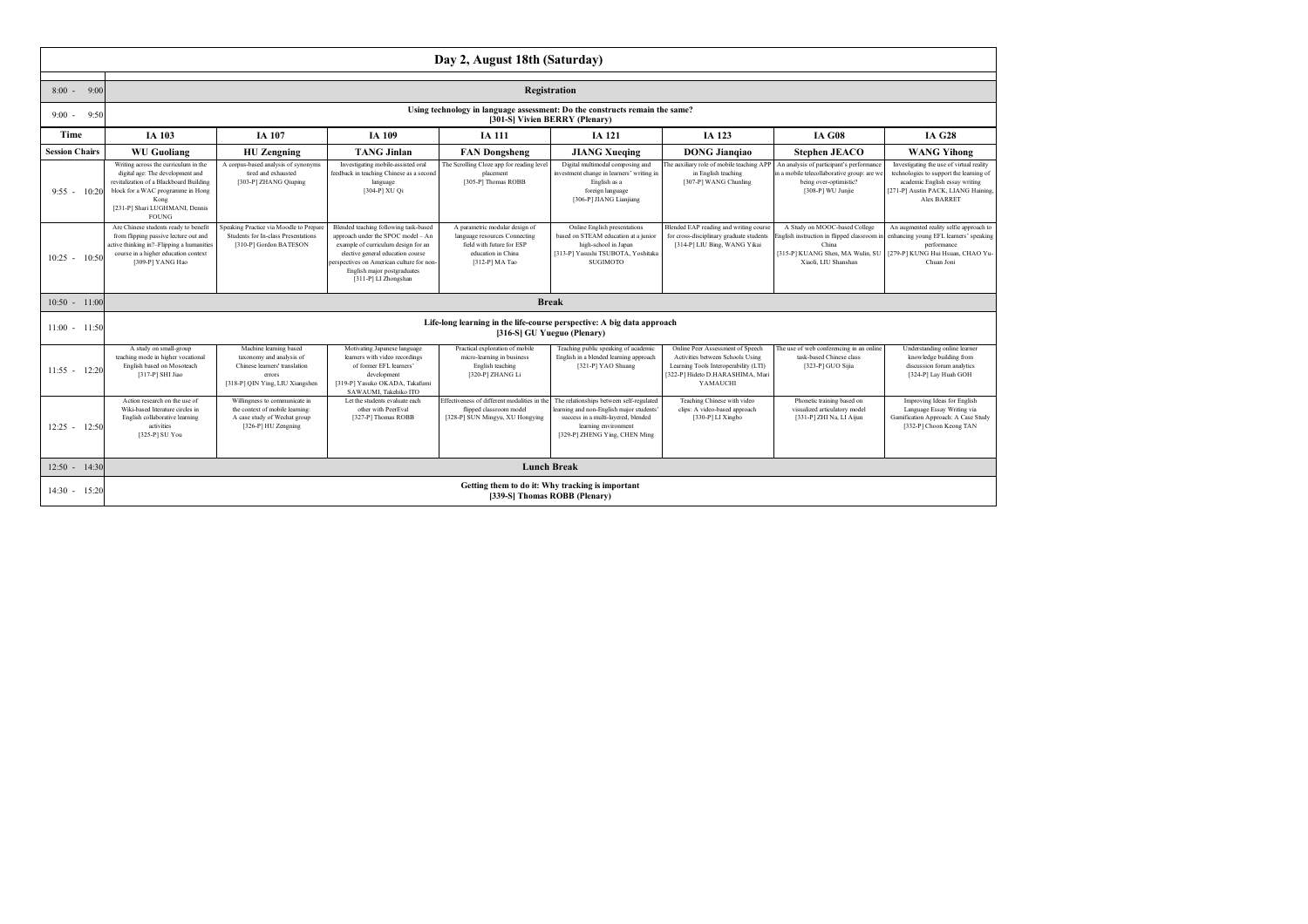## Day 2, August 18th (Saturday)

| Time | IA 103 | IA 107 | IA 109 | IA 111 | IA 121 | IA 123 | IA G08 | IA G28 |
|---|---|---|---|---|---|---|---|---|
| 8:00 - 9:00 | **Registration** | | | | | | | |
| 9:00 - 9:50 | **Using technology in language assessment: Do the constructs remain the same? [301-S] Vivien BERRY (Plenary)** | | | | | | | |
| **Session Chairs** | **WU Guoliang** | **HU Zengning** | **TANG Jinlan** | **FAN Dongsheng** | **JIANG Xueqing** | **DONG Jianqiao** | **Stephen JEACO** | **WANG Yihong** |
| 9:55 - 10:20 | Writing across the curriculum in the digital age: The development and revitalization of a Blackboard Building block for a WAC programme in Hong Kong [231-P] Shari LUGHMANI, Dennis FOUNG | A corpus-based analysis of synonyms tired and exhausted [303-P] ZHANG Qiuping | Investigating mobile-assisted oral feedback in teaching Chinese as a second language [304-P] XU Qi | The Scrolling Cloze app for reading level placement [305-P] Thomas ROBB | Digital multimodal composing and investment change in learners' writing in English as a foreign language [306-P] JIANG Lianjiang | The auxiliary role of mobile teaching APP in English teaching [307-P] WANG Chunling | An analysis of participant's performance in a mobile telecollaborative group: are we being over-optimistic? [308-P] WU Junjie | Investigating the use of virtual reality technologies to support the learning of academic English essay writing [271-P] Austin PACK, LIANG Haining, Alex BARRET |
| 10:25 - 10:50 | Are Chinese students ready to benefit from flipping passive lecture out and active thinking in?–Flipping a humanities course in a higher education context [309-P] YANG Hao | Speaking Practice via Moodle to Prepare Students for In-class Presentations [310-P] Gordon BATESON | Blended teaching following task-based approach under the SPOC model – An example of curriculum design for an elective general education course perspectives on American culture for non-English major postgraduates [311-P] LI Zhongshan | A parametric modular design of language resources Connecting field with future for ESP education in China [312-P] MA Tao | Online English presentations based on STEAM education at a junior high-school in Japan [313-P] Yasushi TSUBOTA, Yoshitaka SUGIMOTO | Blended EAP reading and writing course for cross-disciplinary graduate students [314-P] LIU Bing, WANG Yikai | A Study on MOOC-based College English instruction in flipped classroom in China [315-P] KUANG Shen, MA Wulin, SU Xiaoli, LIU Shanshan | An augmented reality selfie approach to enhancing young EFL learners' speaking performance [279-P] KUNG Hui Hsuan, CHAO Yu-Chuan Joni |
| 10:50 - 11:00 | **Break** | | | | | | | |
| 11:00 - 11:50 | **Life-long learning in the life-course perspective: A big data approach [316-S] GU Yueguo (Plenary)** | | | | | | | |
| 11:55 - 12:20 | A study on small-group teaching mode in higher vocational English based on Mosoteach [317-P] SHI Jiao | Machine learning based taxonomy and analysis of Chinese learners' translation errors [318-P] QIN Ying, LIU Xiangshen | Motivating Japanese language learners with video recordings of former EFL learners' development [319-P] Yasuko OKADA, Takafumi SAWAUMI, Takehiko ITO | Practical exploration of mobile micro-learning in business English teaching [320-P] ZHANG Li | Teaching public speaking of academic English in a blended learning approach [321-P] YAO Shuang | Online Peer Assessment of Speech Activities between Schools Using Learning Tools Interoperability (LTI) [322-P] Hideto D.HARASHIMA, Mari YAMAUCHI | The use of web conferencing in an online task-based Chinese class [323-P] GUO Sijia | Understanding online learner knowledge building from discussion forum analytics [324-P] Lay Huah GOH |
| 12:25 - 12:50 | Action research on the use of Wiki-based literature circles in English collaborative learning activities [325-P] SU You | Willingness to communicate in the context of mobile learning: A case study of Wechat group [326-P] HU Zengning | Let the students evaluate each other with PeerEval [327-P] Thomas ROBB | Effectiveness of different modalities in the flipped classroom model [328-P] SUN Mingyu, XU Hongying | The relationships between self-regulated learning and non-English major students' success in a multi-layered, blended learning environment [329-P] ZHENG Ying, CHEN Ming | Teaching Chinese with video clips: A video-based approach [330-P] LI Xingbo | Phonetic training based on visualized articulatory model [331-P] ZHI Na, LI Aijun | Improving Ideas for English Language Essay Writing via Gamification Approach: A Case Study [332-P] Choon Keong TAN |
| 12:50 - 14:30 | **Lunch Break** | | | | | | | |
| 14:30 - 15:20 | **Getting them to do it: Why tracking is important [339-S] Thomas ROBB (Plenary)** | | | | | | | |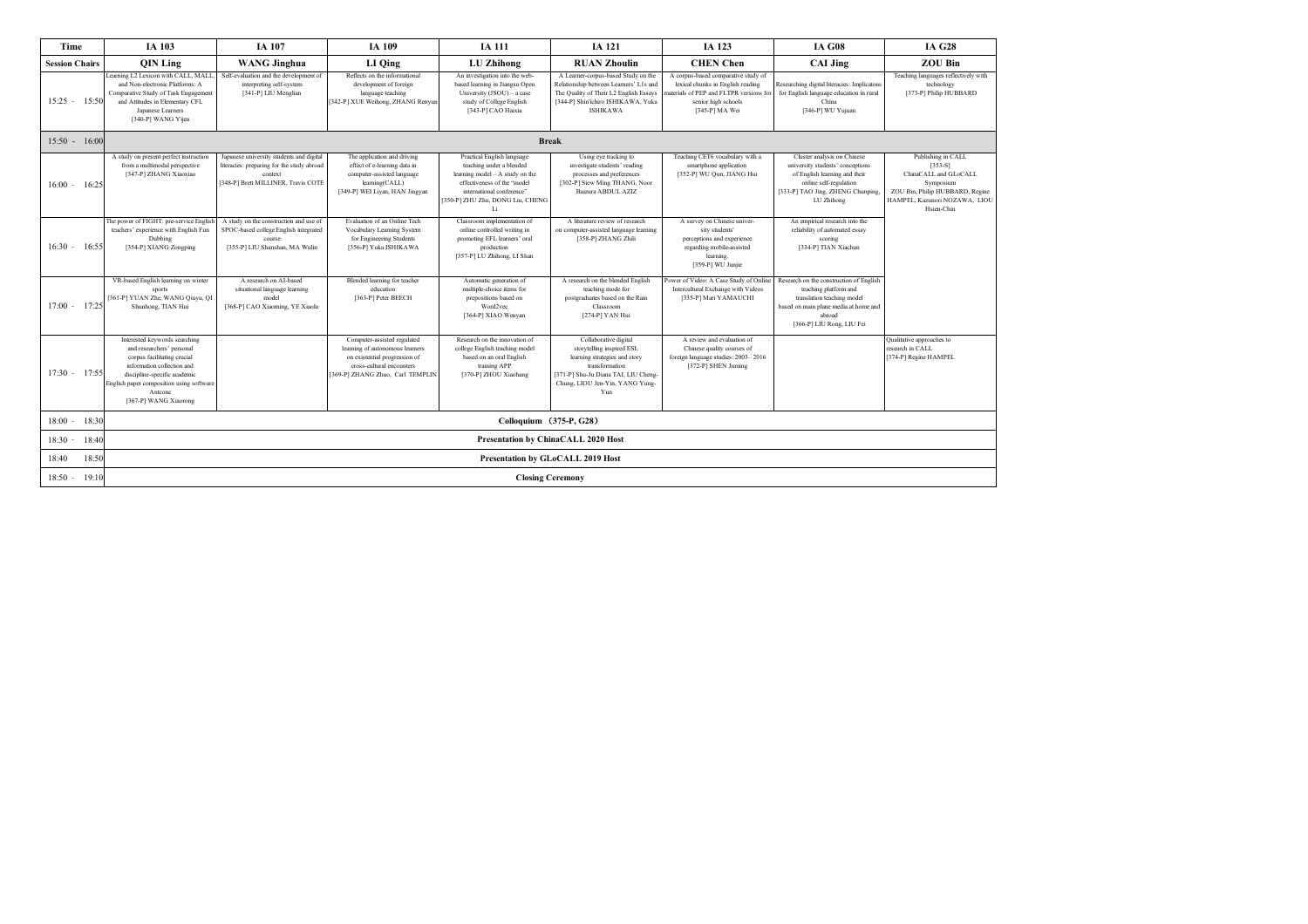| Time | IA 103 | IA 107 | IA 109 | IA 111 | IA 121 | IA 123 | IA G08 | IA G28 |
|---|---|---|---|---|---|---|---|---|
| **Session Chairs** | **QIN Ling** | **WANG Jinghua** | **LI Qing** | **LU Zhihong** | **RUAN Zhoulin** | **CHEN Chen** | **CAI Jing** | **ZOU Bin** |
| 15:25 - 15:50 | Learning L2 Lexicon with CALL, MALL, and Non-electronic Platforms: A Comparative Study of Task Engagement and Attitudes in Elementary CFL Japanese Learners [340-P] WANG Yijen | Self-evaluation and the development of interpreting self-system [341-P] LIU Menglian | Reflects on the informational development of foreign language teaching [342-P] XUE Weihong, ZHANG Renyun | An investigation into the web-based learning in Jiangsu Open University (JSOU) – a case study of College English [343-P] CAO Haixia | A Learner-corpus-based Study on the Relationship between Learners' L1s and The Quality of Their L2 English Essays [344-P] Shin'ichiro ISHIKAWA, Yuka ISHIKAWA | A corpus-based comparative study of lexical chunks in English reading materials of PEP and FLTPR versions for senior high schools [345-P] MA Wei | Researching digital literacies: Implicatons for English language education in rural China [346-P] WU Yujuan | Teaching languages reflectively with technology [373-P] Philip HUBBARD |
| 15:50 - 16:00 | **Break** | | | | | | | |
| 16:00 - 16:25 | A study on present perfect instruction from a multimodal perspective [347-P] ZHANG Xiaoxiao | Japanese university students and digital literacies: preparing for the study abroad context [348-P] Brett MILLINER, Travis COTE | The application and driving effect of e-learning data in computer-assisted language learning(CALL) [349-P] WEI Liyan, HAN Jingyan | Practical English language teaching under a blended learning model – A study on the effectiveness of the "model international conference" [350-P] ZHU Zhu, DONG Liu, CHENG Li | Using eye tracking to investigate students' reading processes and preferences [302-P] Siew Ming THANG, Noor Baizura ABDUL AZIZ | Teaching CET6 vocabulary with a smartphone application [352-P] WU Qun, JIANG Hui | Cluster analysis on Chinese university students' conceptions of English learning and their online self-regulation [333-P] TAO Jing, ZHENG Chunping, LU Zhihong | Publishing in CALL [353-S] ChinaCALL and GLoCALL Symposium ZOU Bin, Philip HUBBARD, Regine HAMPEL, Kazunori NOZAWA, LIOU Hsien-Chin |
| 16:30 - 16:55 | The power of FIGHT: pre-service English teachers' experience with English Fun Dubbing [354-P] XIANG Zongping | A study on the construction and use of SPOC-based college English integrated course [355-P] LIU Shanshan, MA Wulin | Evaluation of an Online Tech Vocabulary Learning System for Engineering Students [356-P] Yuka ISHIKAWA | Classroom implementation of online controlled writing in promoting EFL learners' oral production [357-P] LU Zhihong, LI Shan | A literature review of research on computer-assisted language learning [358-P] ZHANG Zhili | A survey on Chinese university students' perceptions and experience regarding mobile-assisted learning. [359-P] WU Junjie | An empirical research into the reliability of automated essay scoring [334-P] TIAN Xiachun | |
| 17:00 - 17:25 | VR-based English learning on winter sports [361-P] YUAN Zhe, WANG Qiuyu, QI Shunhong, TIAN Hui | A research on AI-based situational language learning model [368-P] CAO Xiaoming, YE Xiaolu | Blended learning for teacher education [363-P] Peter BEECH | Automatic generation of multiple-choice items for prepositions based on Word2vec [364-P] XIAO Wenyan | A research on the blended English teaching mode for postgraduates based on the Rain Classroom [274-P] YAN Hui | Power of Video: A Case Study of Online Intercultural Exchange with Videos [335-P] Mari YAMAUCHI | Research on the construction of English teaching platform and translation teaching model based on main plane media at home and abroad [366-P] LIU Rong, LIU Fei | |
| 17:30 - 17:55 | Interested keywords searching and researchers' personal corpus facilitating crucial information collection and discipline-specific academic English paper composition using software Antconc [367-P] WANG Xiaorong | | Computer-assisted regulated learning of autonomous learners on existential progression of cross-cultural encounters [369-P] ZHANG Zhuo, Carl TEMPLIN | Research on the innovation of college English teaching model based on an oral English training APP [370-P] ZHOU Xiaohang | Collaborative digital storytelling inspired ESL learning strategies and story transformation [371-P] Shu-Ju Diana TAI, LIU Cheng-Chung, LIOU Jen-Yin, YANG Yung-Yun | A review and evaluation of Chinese quality courses of foreign language studies: 2003– 2016 [372-P] SHEN Juming | | Qualitative approaches to research in CALL [374-P] Regine HAMPEL |
| 18:00 - 18:30 | **Colloquium（375-P, G28）** | | | | | | | |
| 18:30 - 18:40 | **Presentation by ChinaCALL 2020 Host** | | | | | | | |
| 18:40 18:50 | **Presentation by GLoCALL 2019 Host** | | | | | | | |
| 18:50 - 19:10 | **Closing Ceremony** | | | | | | | |